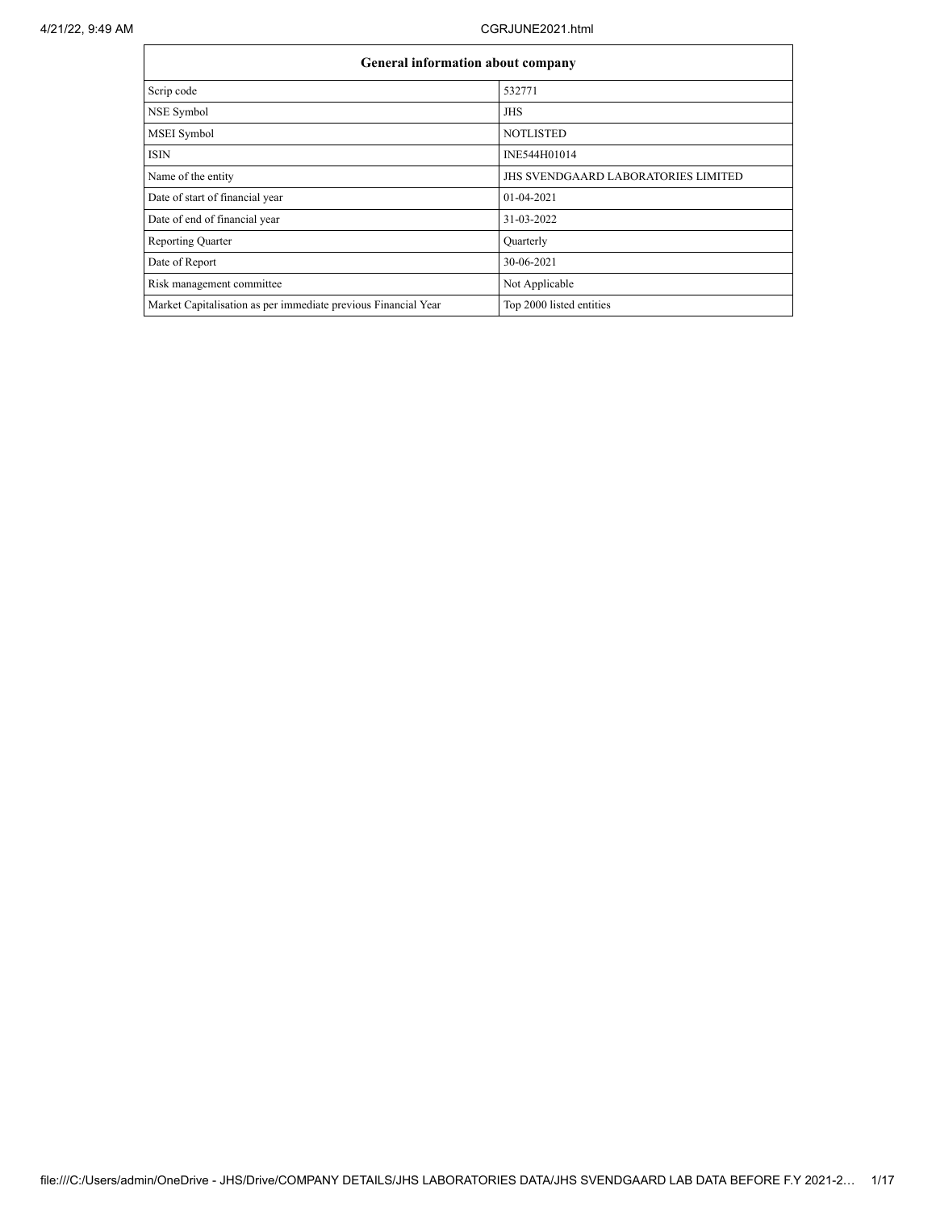| General information about company | |
|---|---|
| Scrip code | 532771 |
| NSE Symbol | JHS |
| MSEI Symbol | NOTLISTED |
| ISIN | INE544H01014 |
| Name of the entity | JHS SVENDGAARD LABORATORIES LIMITED |
| Date of start of financial year | 01-04-2021 |
| Date of end of financial year | 31-03-2022 |
| Reporting Quarter | Quarterly |
| Date of Report | 30-06-2021 |
| Risk management committee | Not Applicable |
| Market Capitalisation as per immediate previous Financial Year | Top 2000 listed entities |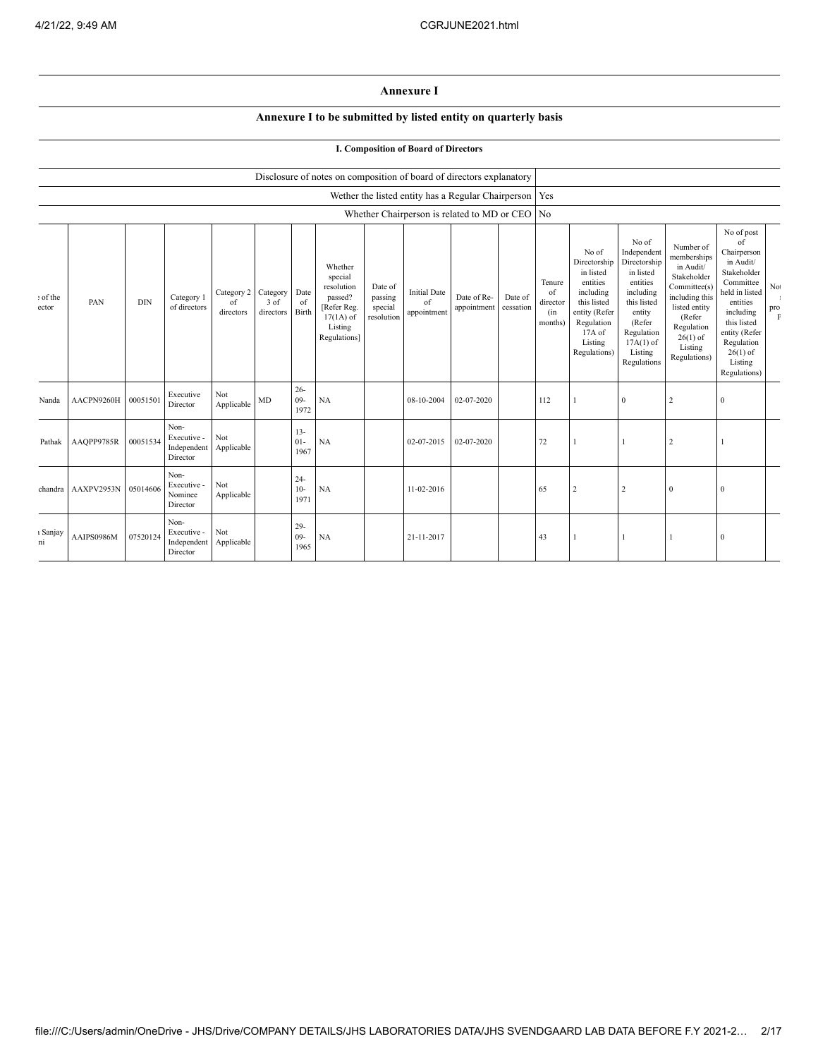# Annexure I

## Annexure I to be submitted by listed entity on quarterly basis

### I. Composition of Board of Directors

| Disclosure of notes on composition of board of directors explanatory | |
|---|---|
| Wether the listed entity has a Regular Chairperson | Yes |
| Whether Chairperson is related to MD or CEO | No |

| e of the ector | PAN | DIN | Category 1 of directors | Category 2 of directors | Category 3 of directors | Date of Birth | Whether special resolution passed? [Refer Reg. 17(1A) of Listing Regulations] | Date of passing special resolution | Initial Date of appointment | Date of Re-appointment | Date of cessation | Tenure of director (in months) | No of Directorship in listed entities including this listed entity (Refer Regulation 17A of Listing Regulations) | No of Independent Directorship in listed entities including this listed entity (Refer Regulation 17A(1) of Listing Regulations | Number of memberships in Audit/ Stakeholder Committee(s) including this listed entity (Refer Regulation 26(1) of Listing Regulations) | No of post of Chairperson in Audit/ Stakeholder Committee held in listed entities including this listed entity (Refer Regulation 26(1) of Listing Regulations) | No pro F |
|---|---|---|---|---|---|---|---|---|---|---|---|---|---|---|---|---|---|
| Nanda | AACPN9260H | 00051501 | Executive Director | Not Applicable | MD | 26-09-1972 | NA | | 08-10-2004 | 02-07-2020 | | 112 | 1 | 0 | 2 | 0 | |
| Pathak | AAQPP9785R | 00051534 | Non-Executive - Independent Director | Not Applicable | | 13-01-1967 | NA | | 02-07-2015 | 02-07-2020 | | 72 | 1 | 1 | 2 | 1 | |
| chandra | AAXPV2953N | 05014606 | Non-Executive - Nominee Director | Not Applicable | | 24-10-1971 | NA | | 11-02-2016 | | | 65 | 2 | 2 | 0 | 0 | |
| Sanjay ni | AAIPS0986M | 07520124 | Non-Executive - Independent Director | Not Applicable | | 29-09-1965 | NA | | 21-11-2017 | | | 43 | 1 | 1 | 1 | 0 | |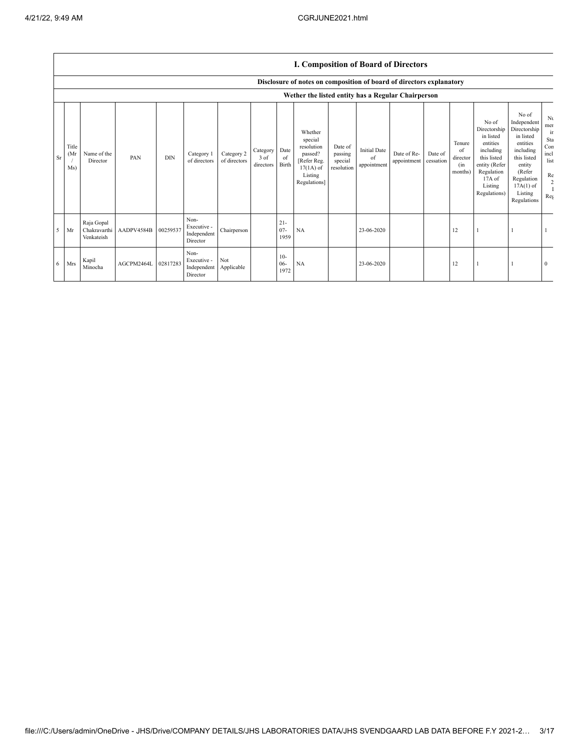## I. Composition of Board of Directors

### Disclosure of notes on composition of board of directors explanatory

### Wether the listed entity has a Regular Chairperson

| Sr | Title (Mr / Ms) | Name of the Director | PAN | DIN | Category 1 of directors | Category 2 of directors | Category 3 of directors | Date of Birth | Whether special resolution passed? [Refer Reg. 17(1A) of Listing Regulations] | Date of passing special resolution | Initial Date of appointment | Date of Re-appointment | Date of cessation | Tenure of director (in months) | No of Directorship in listed entities including this listed entity (Refer Regulation 17A of Listing Regulations) | No of Independent Directorship in listed entities including this listed entity (Refer Regulation 17A(1) of Listing Regulations | Nu mer in Sta Con incl list Re 2 I Reg |
|---|---|---|---|---|---|---|---|---|---|---|---|---|---|---|---|---|---|
| 5 | Mr | Raja Gopal Chakravarthi Venkateish | AADPV4584B | 00259537 | Non-Executive - Independent Director | Chairperson | | 21-07-1959 | NA | | 23-06-2020 | | | 12 | 1 | 1 | 1 |
| 6 | Mrs | Kapil Minocha | AGCPM2464L | 02817283 | Non-Executive - Independent Director | Not Applicable | | 10-06-1972 | NA | | 23-06-2020 | | | 12 | 1 | 1 | 0 |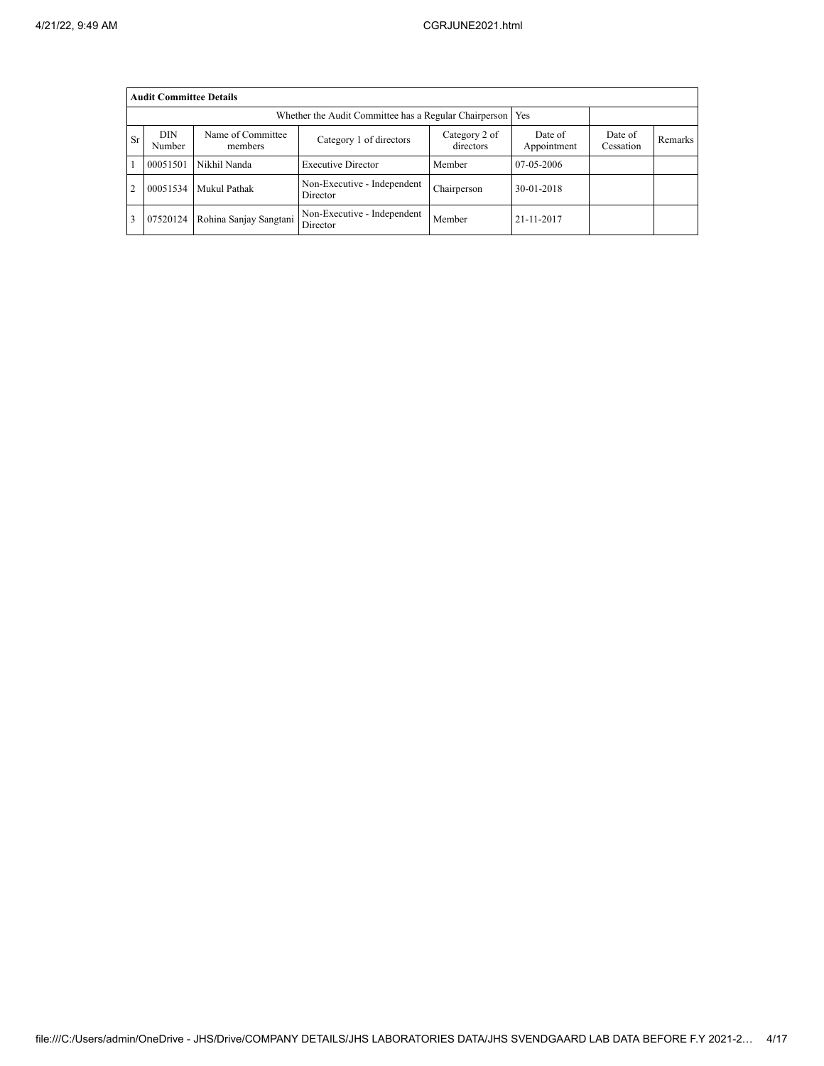| Audit Committee Details | | | | | | | |
|---|---|---|---|---|---|---|---|
| Whether the Audit Committee has a Regular Chairperson | | | | | Yes | | |
| Sr | DIN Number | Name of Committee members | Category 1 of directors | Category 2 of directors | Date of Appointment | Date of Cessation | Remarks |
| 1 | 00051501 | Nikhil Nanda | Executive Director | Member | 07-05-2006 | | |
| 2 | 00051534 | Mukul Pathak | Non-Executive - Independent Director | Chairperson | 30-01-2018 | | |
| 3 | 07520124 | Rohina Sanjay Sangtani | Non-Executive - Independent Director | Member | 21-11-2017 | | |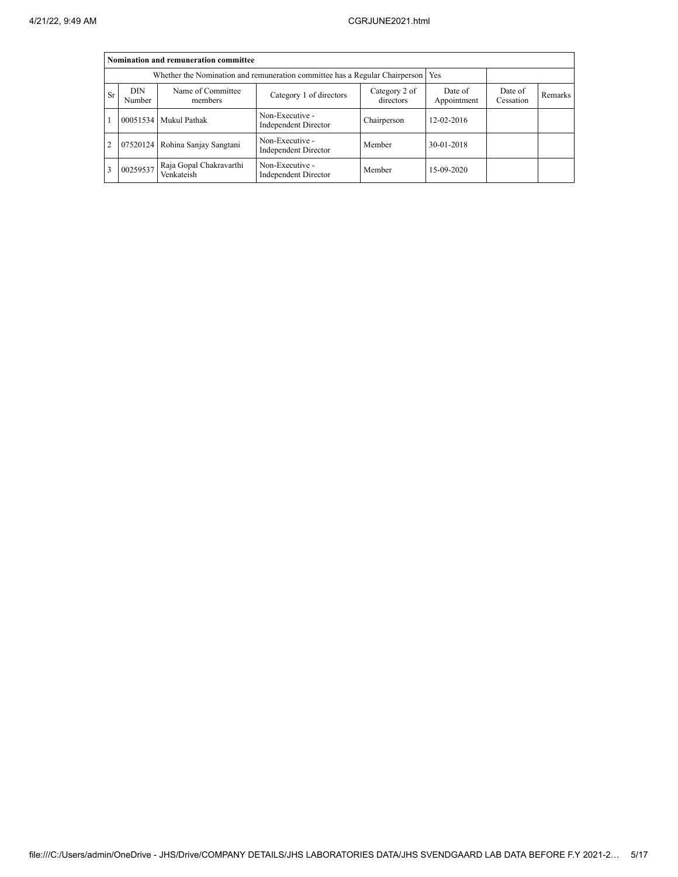| Nomination and remuneration committee | | | | | | | |
|---|---|---|---|---|---|---|---|
| Whether the Nomination and remuneration committee has a Regular Chairperson | | | | | Yes | | |
| Sr | DIN Number | Name of Committee members | Category 1 of directors | Category 2 of directors | Date of Appointment | Date of Cessation | Remarks |
| 1 | 00051534 | Mukul Pathak | Non-Executive - Independent Director | Chairperson | 12-02-2016 | | |
| 2 | 07520124 | Rohina Sanjay Sangtani | Non-Executive - Independent Director | Member | 30-01-2018 | | |
| 3 | 00259537 | Raja Gopal Chakravarthi Venkateish | Non-Executive - Independent Director | Member | 15-09-2020 | | |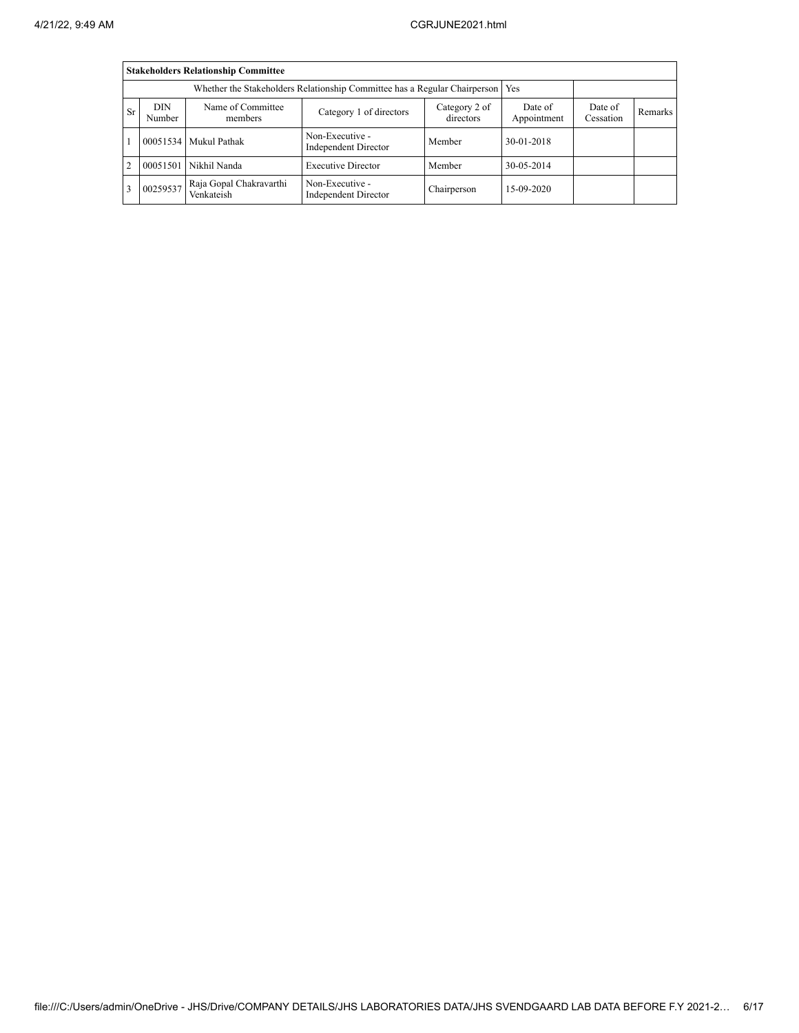| **Stakeholders Relationship Committee** | | | | | | | |
|---|---|---|---|---|---|---|---|
| Whether the Stakeholders Relationship Committee has a Regular Chairperson | | | | | Yes | | |
| Sr | DIN Number | Name of Committee members | Category 1 of directors | Category 2 of directors | Date of Appointment | Date of Cessation | Remarks |
| 1 | 00051534 | Mukul Pathak | Non-Executive - Independent Director | Member | 30-01-2018 | | |
| 2 | 00051501 | Nikhil Nanda | Executive Director | Member | 30-05-2014 | | |
| 3 | 00259537 | Raja Gopal Chakravarthi Venkateish | Non-Executive - Independent Director | Chairperson | 15-09-2020 | | |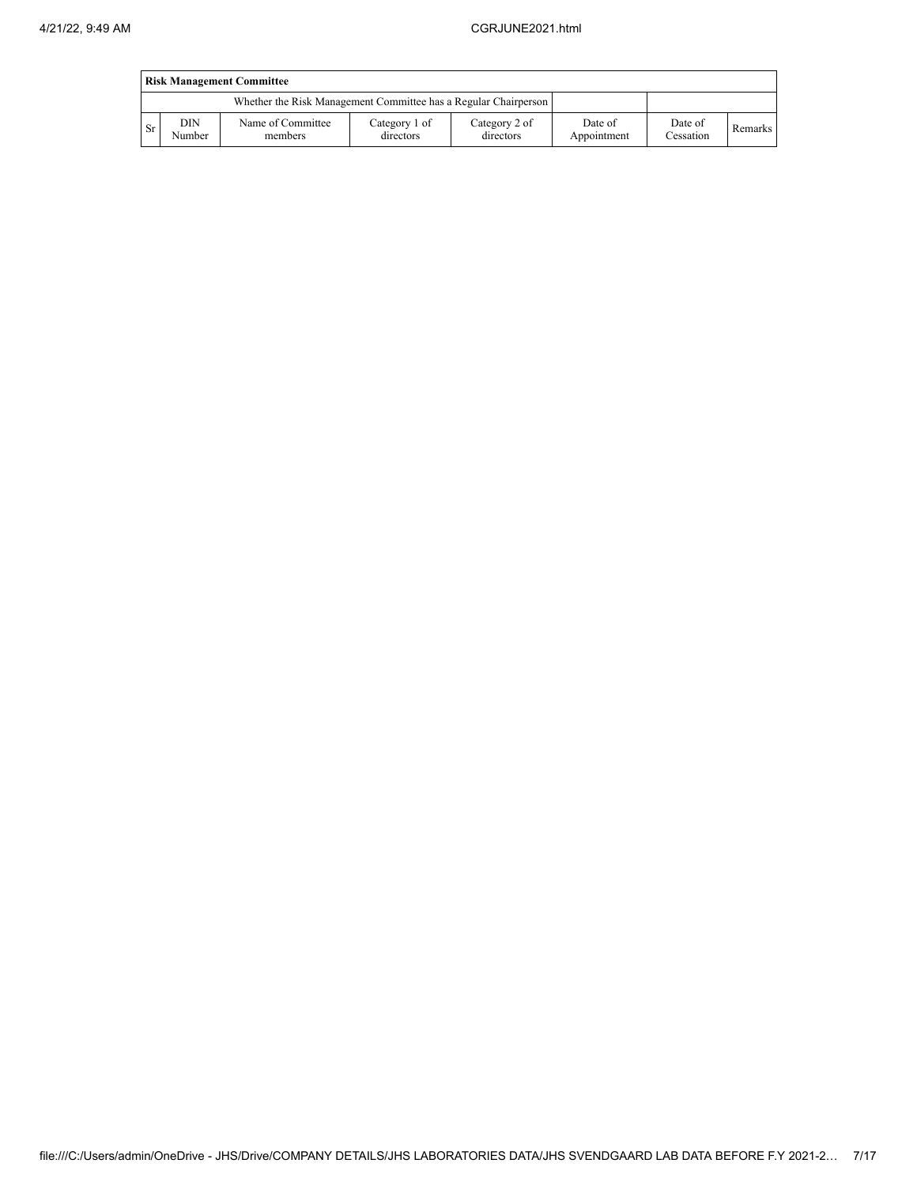| Risk Management Committee | | | | | | | |
|---|---|---|---|---|---|---|---|
| Whether the Risk Management Committee has a Regular Chairperson | | | | | | | |
| Sr | DIN Number | Name of Committee members | Category 1 of directors | Category 2 of directors | Date of Appointment | Date of Cessation | Remarks |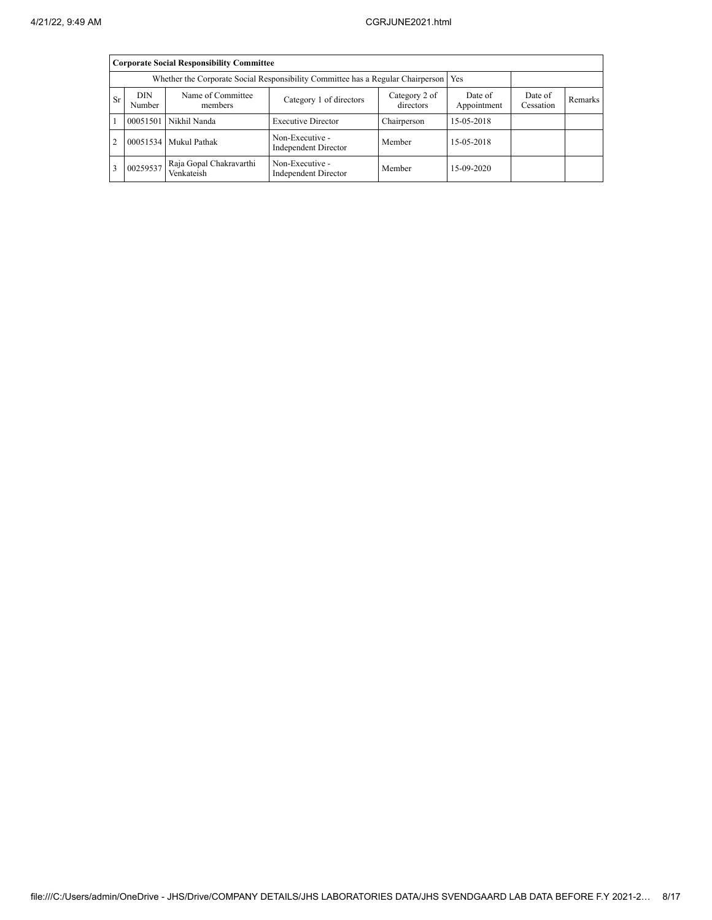| Corporate Social Responsibility Committee | | | | | | | |
|---|---|---|---|---|---|---|---|
| Whether the Corporate Social Responsibility Committee has a Regular Chairperson | | | | | Yes | | |
| Sr | DIN Number | Name of Committee members | Category 1 of directors | Category 2 of directors | Date of Appointment | Date of Cessation | Remarks |
| 1 | 00051501 | Nikhil Nanda | Executive Director | Chairperson | 15-05-2018 | | |
| 2 | 00051534 | Mukul Pathak | Non-Executive - Independent Director | Member | 15-05-2018 | | |
| 3 | 00259537 | Raja Gopal Chakravarthi Venkateish | Non-Executive - Independent Director | Member | 15-09-2020 | | |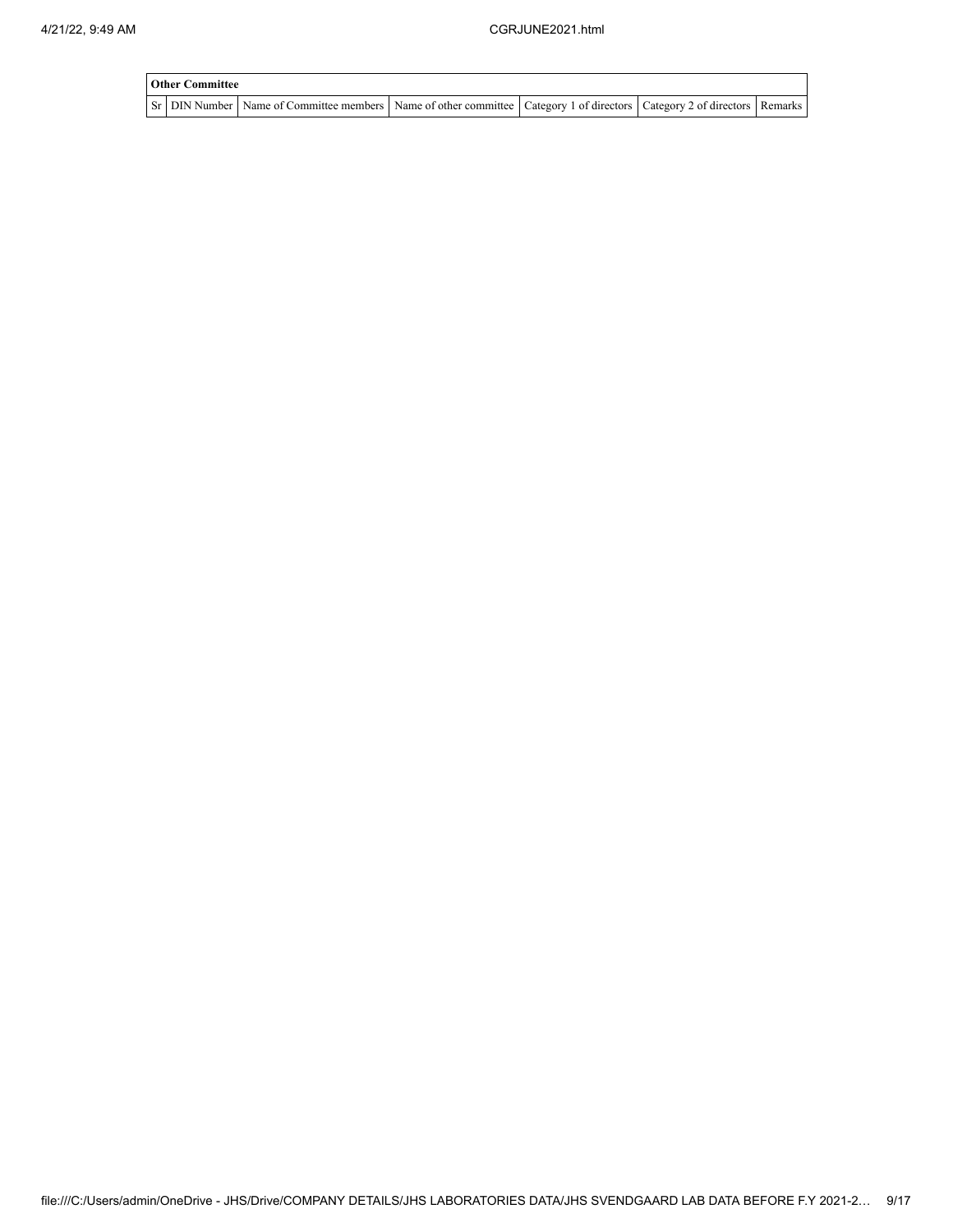| **Other Committee** | | | | | | |
|---|---|---|---|---|---|---|
| Sr | DIN Number | Name of Committee members | Name of other committee | Category 1 of directors | Category 2 of directors | Remarks |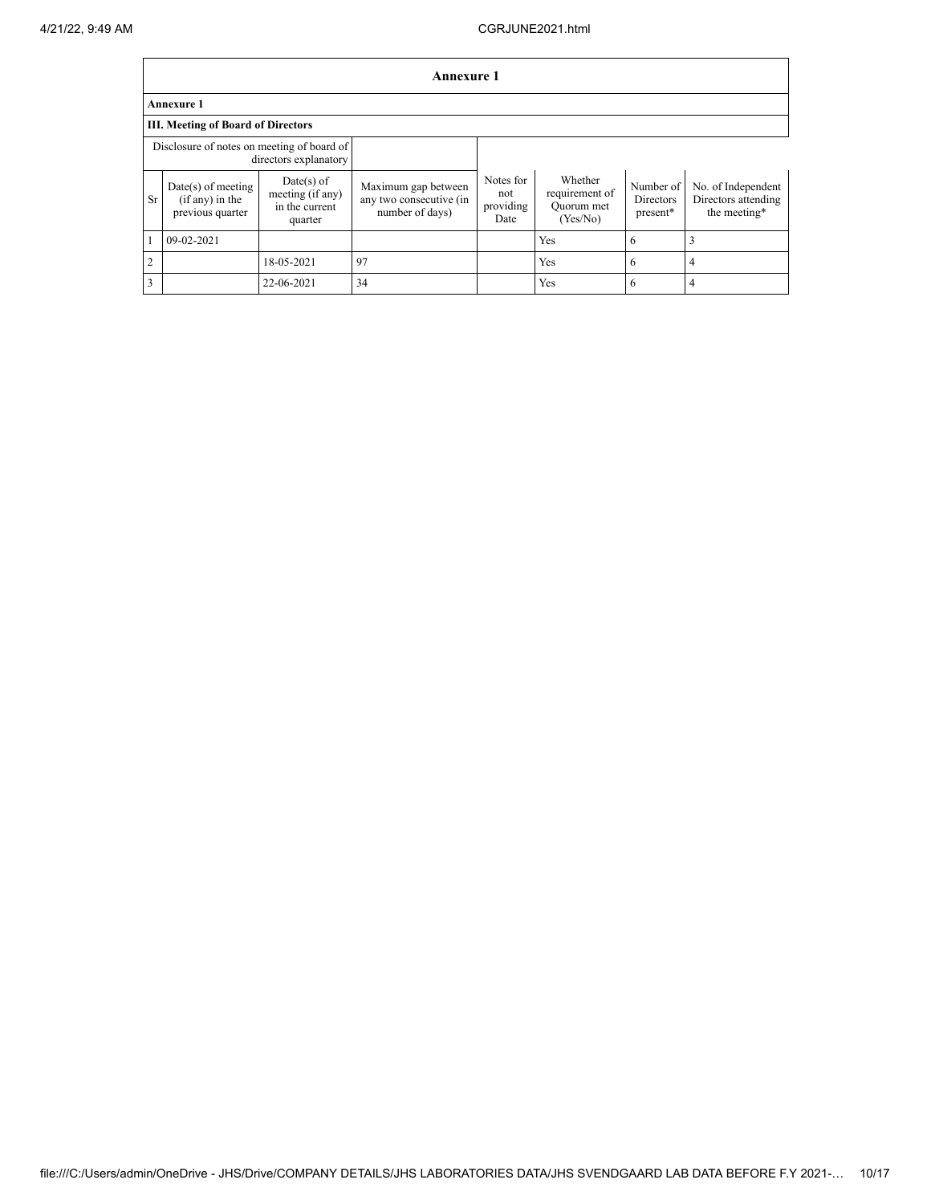## Annexure 1

### Annexure 1

### III. Meeting of Board of Directors

| Disclosure of notes on meeting of board of directors explanatory | | | | | | | |
|---|---|---|---|---|---|---|---|
| Sr | Date(s) of meeting (if any) in the previous quarter | Date(s) of meeting (if any) in the current quarter | Maximum gap between any two consecutive (in number of days) | Notes for not providing Date | Whether requirement of Quorum met (Yes/No) | Number of Directors present* | No. of Independent Directors attending the meeting* |
| 1 | 09-02-2021 | | | | Yes | 6 | 3 |
| 2 | | 18-05-2021 | 97 | | Yes | 6 | 4 |
| 3 | | 22-06-2021 | 34 | | Yes | 6 | 4 |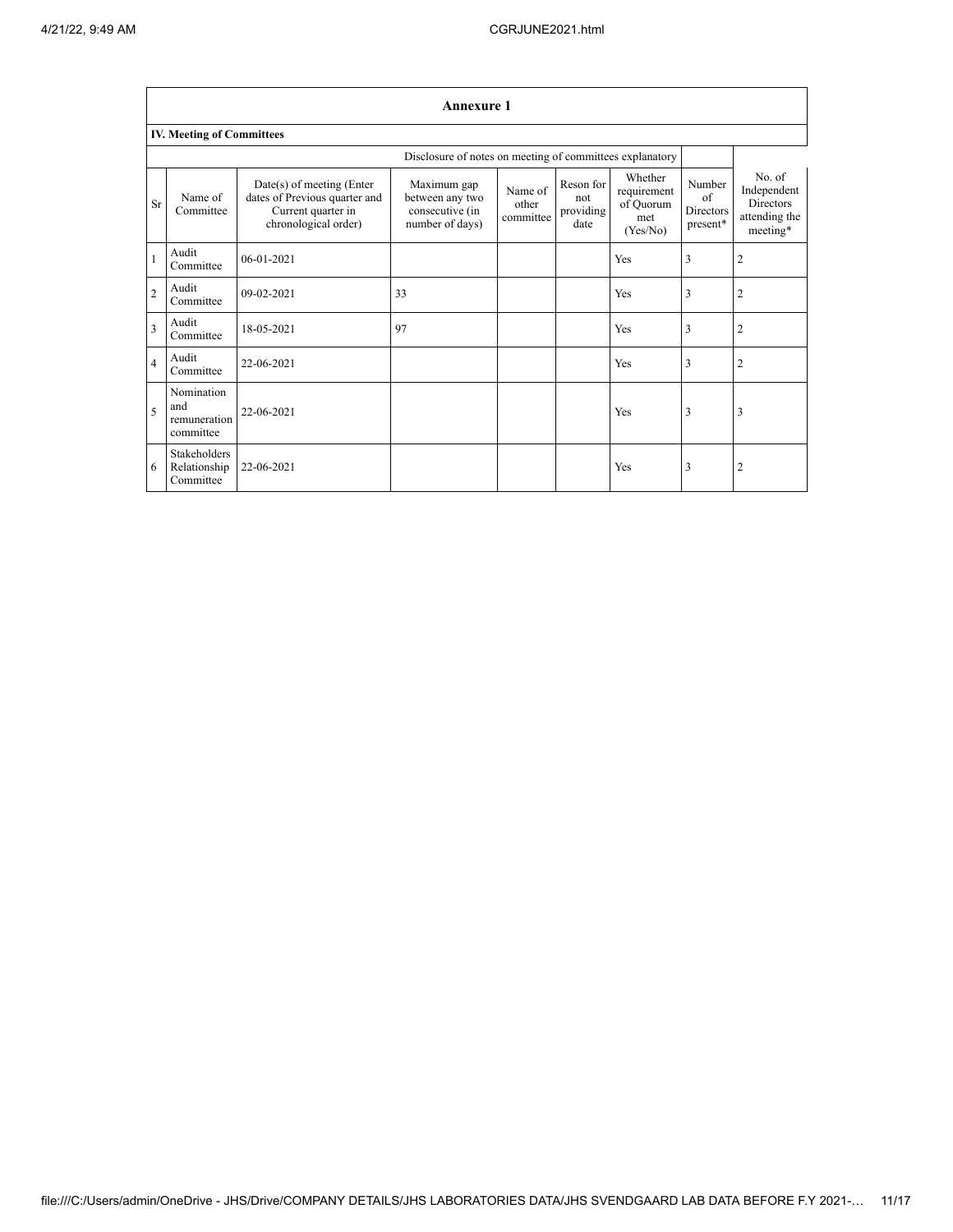## Annexure 1

### IV. Meeting of Committees

Disclosure of notes on meeting of committees explanatory

| Sr | Name of Committee | Date(s) of meeting (Enter dates of Previous quarter and Current quarter in chronological order) | Maximum gap between any two consecutive (in number of days) | Name of other committee | Reson for not providing date | Whether requirement of Quorum met (Yes/No) | Number of Directors present* | No. of Independent Directors attending the meeting* |
|---|---|---|---|---|---|---|---|---|
| 1 | Audit Committee | 06-01-2021 | | | | Yes | 3 | 2 |
| 2 | Audit Committee | 09-02-2021 | 33 | | | Yes | 3 | 2 |
| 3 | Audit Committee | 18-05-2021 | 97 | | | Yes | 3 | 2 |
| 4 | Audit Committee | 22-06-2021 | | | | Yes | 3 | 2 |
| 5 | Nomination and remuneration committee | 22-06-2021 | | | | Yes | 3 | 3 |
| 6 | Stakeholders Relationship Committee | 22-06-2021 | | | | Yes | 3 | 2 |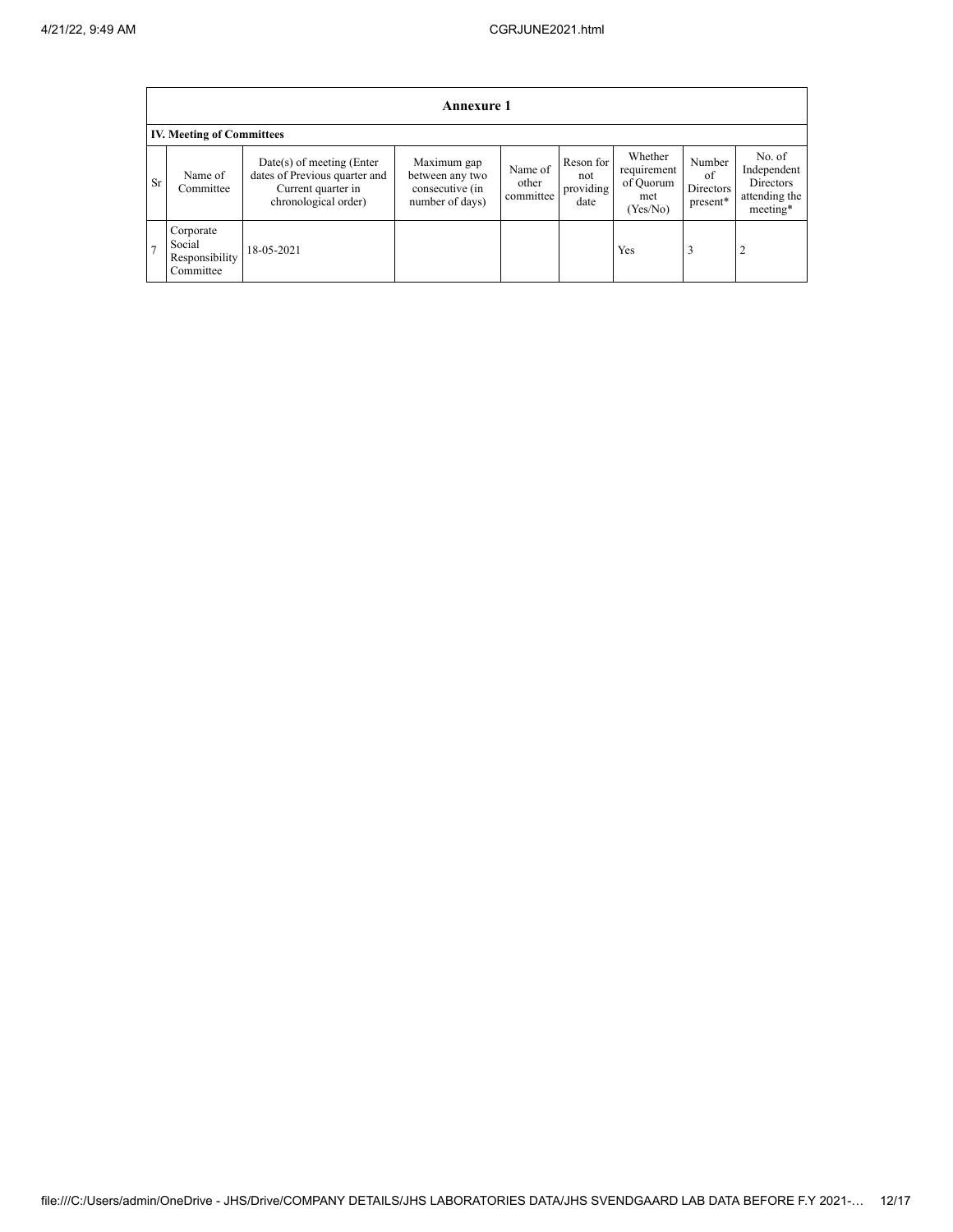| Annexure 1 | | | | | | | | |
|---|---|---|---|---|---|---|---|---|
| **IV. Meeting of Committees** | | | | | | | | |
| Sr | Name of Committee | Date(s) of meeting (Enter dates of Previous quarter and Current quarter in chronological order) | Maximum gap between any two consecutive (in number of days) | Name of other committee | Reson for not providing date | Whether requirement of Quorum met (Yes/No) | Number of Directors present* | No. of Independent Directors attending the meeting* |
| 7 | Corporate Social Responsibility Committee | 18-05-2021 | | | | Yes | 3 | 2 |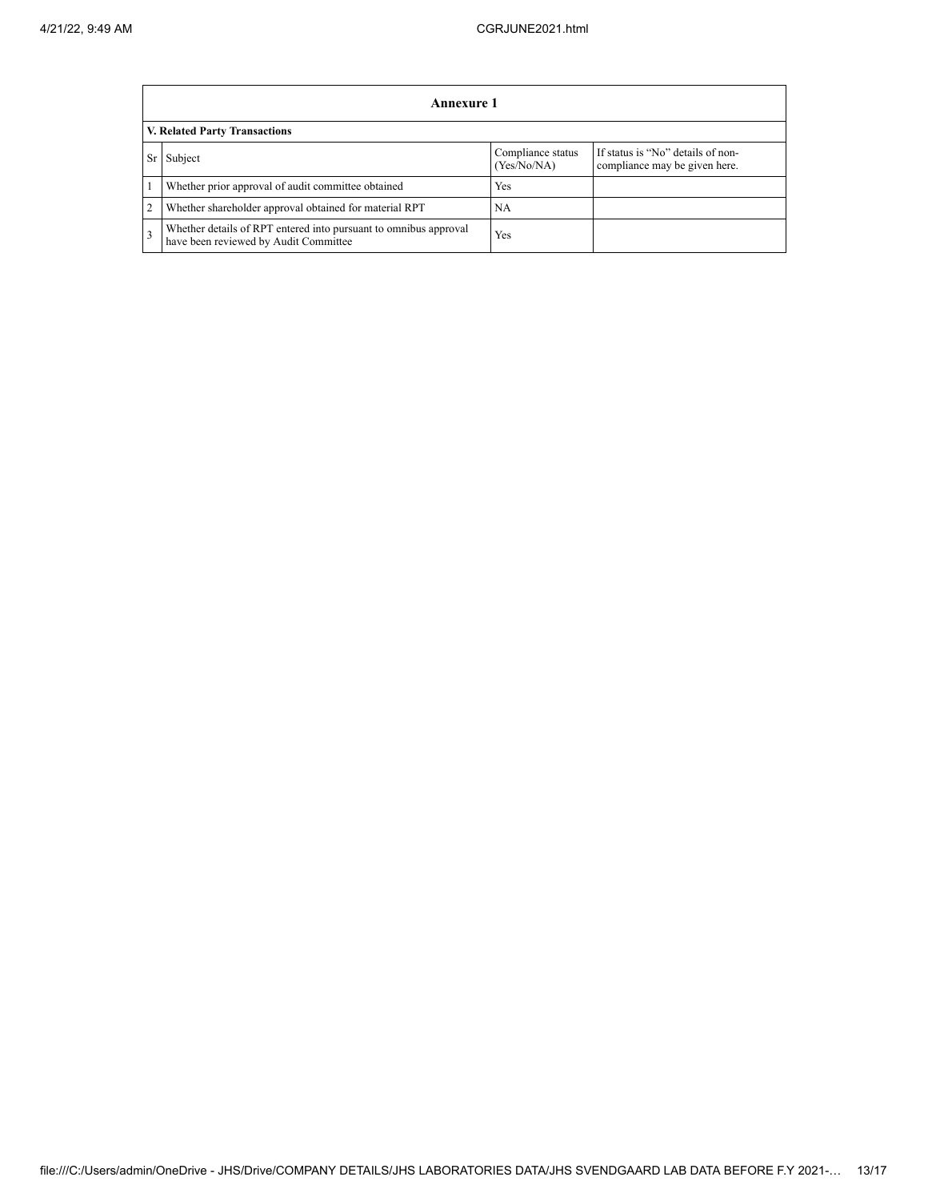## Annexure 1

### V. Related Party Transactions

| Sr | Subject | Compliance status (Yes/No/NA) | If status is "No" details of non-compliance may be given here. |
|---|---|---|---|
| 1 | Whether prior approval of audit committee obtained | Yes | |
| 2 | Whether shareholder approval obtained for material RPT | NA | |
| 3 | Whether details of RPT entered into pursuant to omnibus approval have been reviewed by Audit Committee | Yes | |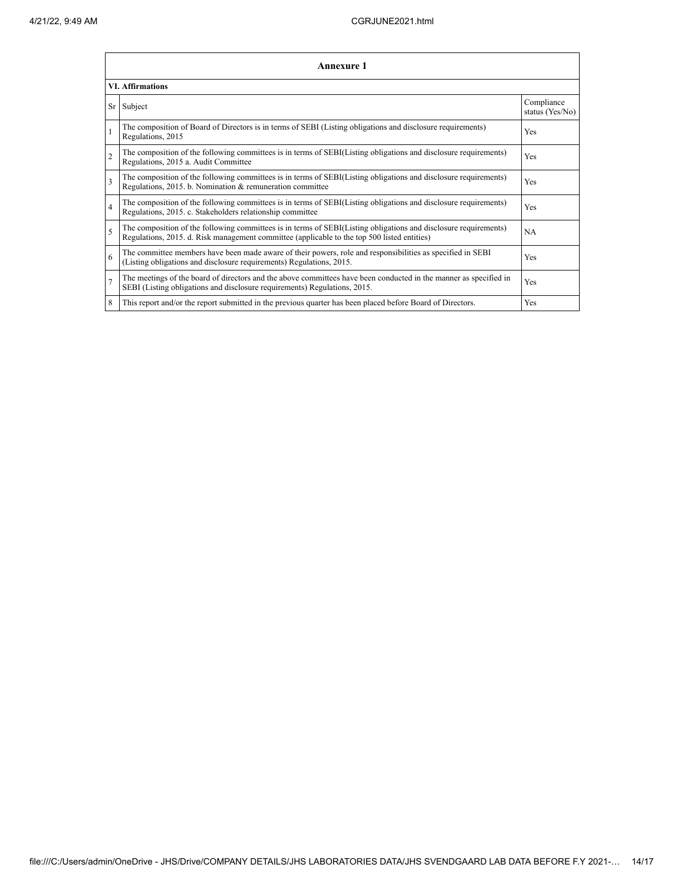| Annexure 1 | | |
|---|---|---|
| **VI. Affirmations** | | |
| Sr | Subject | Compliance status (Yes/No) |
| 1 | The composition of Board of Directors is in terms of SEBI (Listing obligations and disclosure requirements) Regulations, 2015 | Yes |
| 2 | The composition of the following committees is in terms of SEBI(Listing obligations and disclosure requirements) Regulations, 2015 a. Audit Committee | Yes |
| 3 | The composition of the following committees is in terms of SEBI(Listing obligations and disclosure requirements) Regulations, 2015. b. Nomination & remuneration committee | Yes |
| 4 | The composition of the following committees is in terms of SEBI(Listing obligations and disclosure requirements) Regulations, 2015. c. Stakeholders relationship committee | Yes |
| 5 | The composition of the following committees is in terms of SEBI(Listing obligations and disclosure requirements) Regulations, 2015. d. Risk management committee (applicable to the top 500 listed entities) | NA |
| 6 | The committee members have been made aware of their powers, role and responsibilities as specified in SEBI (Listing obligations and disclosure requirements) Regulations, 2015. | Yes |
| 7 | The meetings of the board of directors and the above committees have been conducted in the manner as specified in SEBI (Listing obligations and disclosure requirements) Regulations, 2015. | Yes |
| 8 | This report and/or the report submitted in the previous quarter has been placed before Board of Directors. | Yes |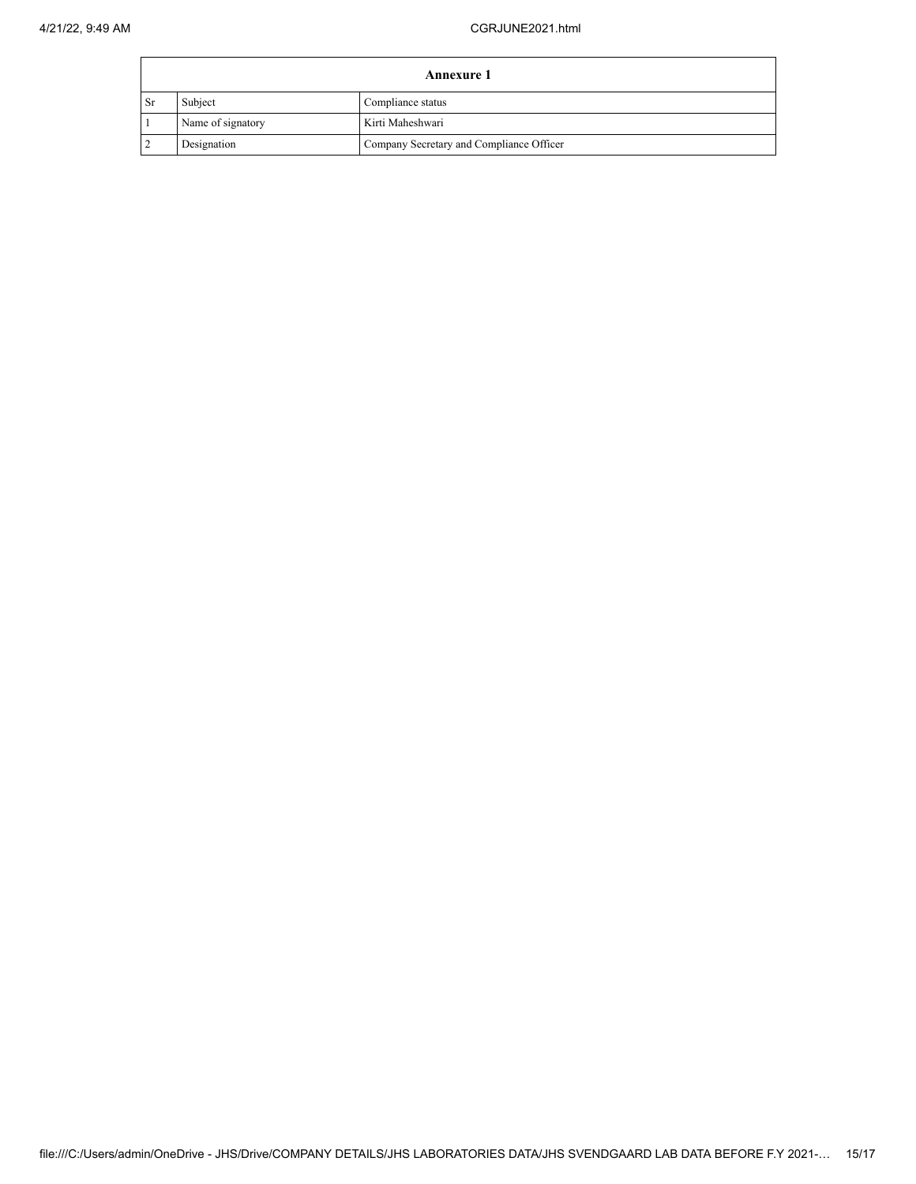| Annexure 1 | | |
|---|---|---|
| Sr | Subject | Compliance status |
| 1 | Name of signatory | Kirti Maheshwari |
| 2 | Designation | Company Secretary and Compliance Officer |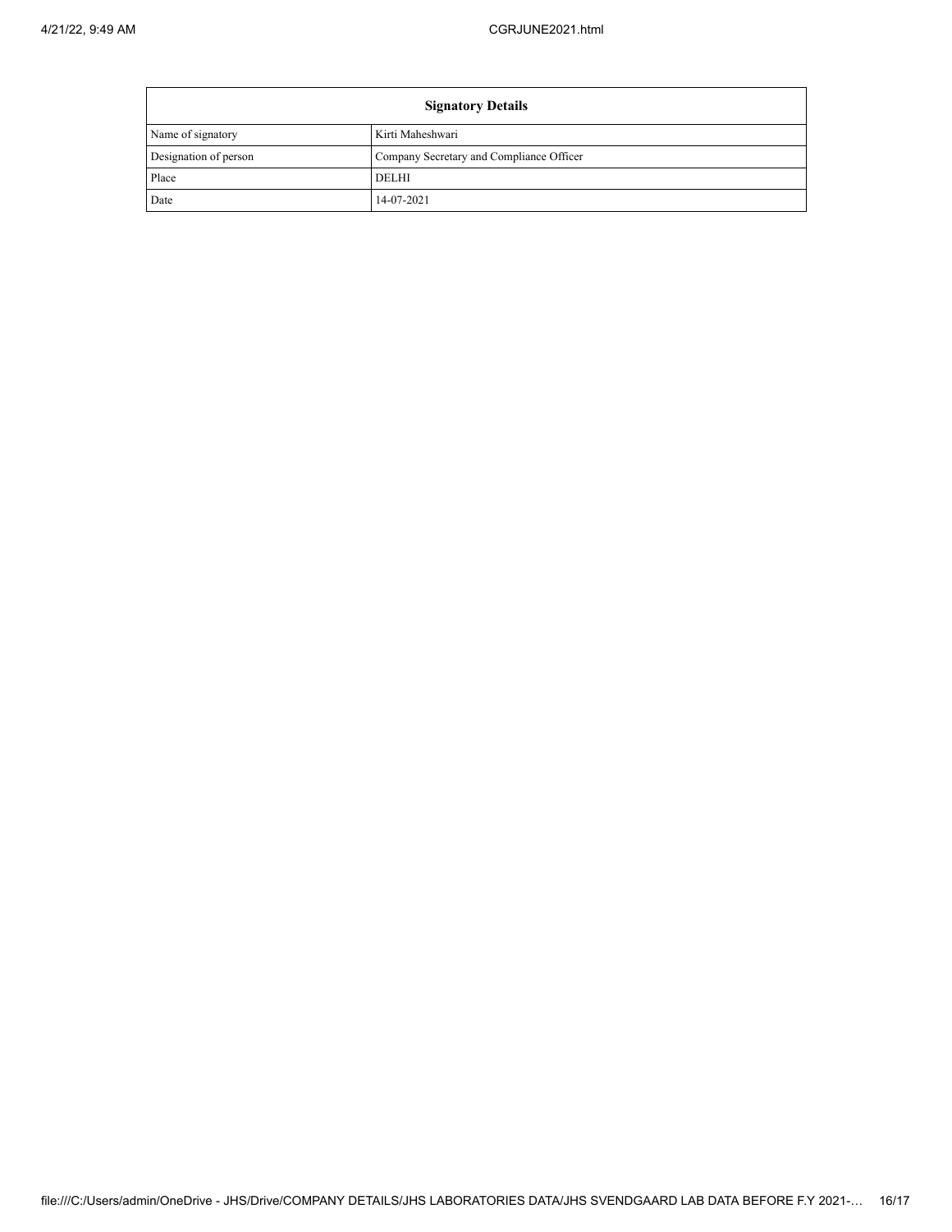| Signatory Details | |
|---|---|
| Name of signatory | Kirti Maheshwari |
| Designation of person | Company Secretary and Compliance Officer |
| Place | DELHI |
| Date | 14-07-2021 |